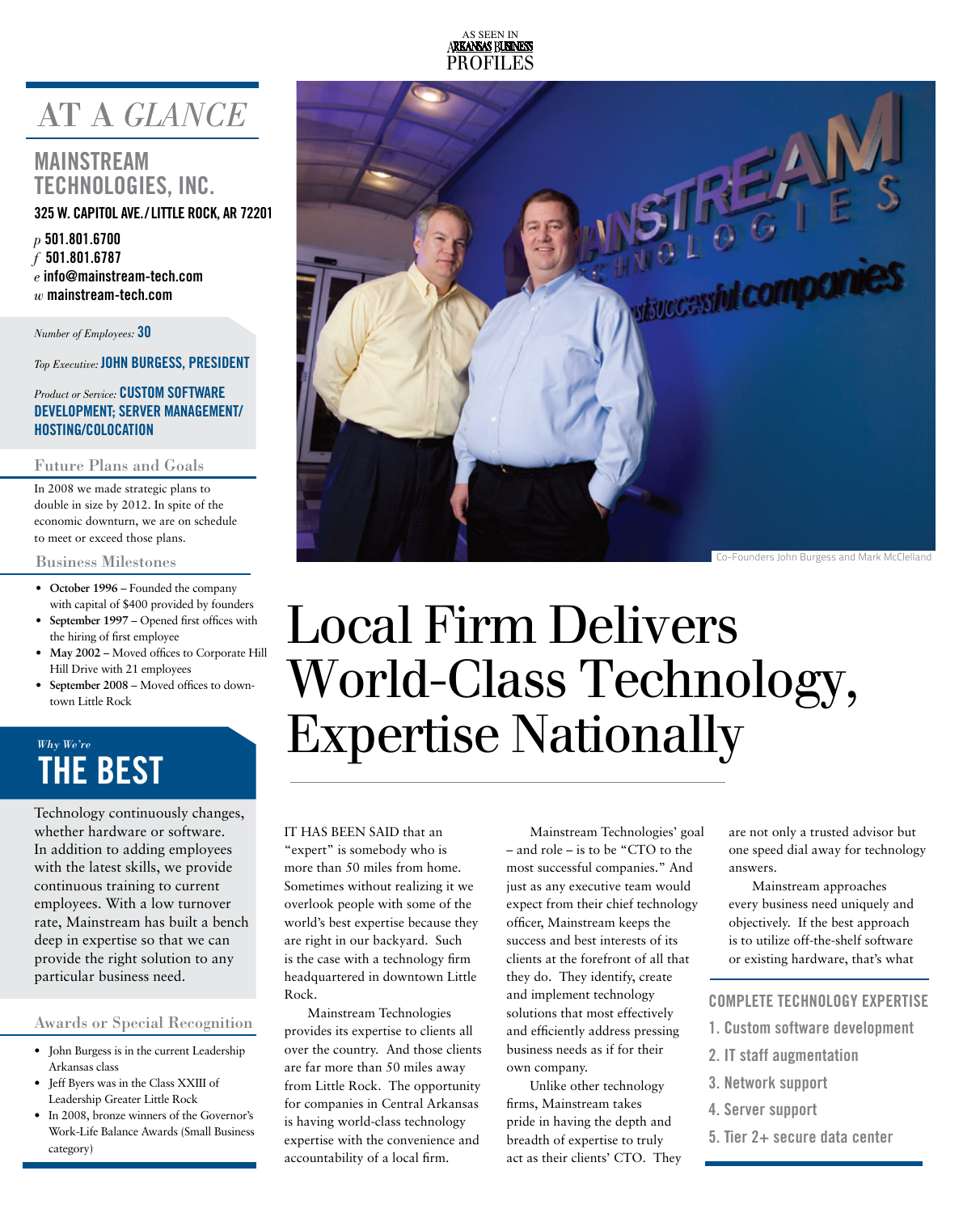AS SEEN IN ARKANSAS BUSINESS PROFILES

# AT A *GLANCE*

## MAINSTREAM TECHNOLOGIES, INC.

**325 W. CAPITOL AVE./LITTLE ROCK, AR 72201**

*p* **501.801.6700**
*f* **501.801.6787**
*e* **info@mainstream-tech.com**
*w* **mainstream-tech.com**

*Number of Employees:* **30**

*Top Executive:* **JOHN BURGESS, PRESIDENT**

*Product or Service:* **CUSTOM SOFTWARE DEVELOPMENT; SERVER MANAGEMENT/HOSTING/COLOCATION**

### Future Plans and Goals

In 2008 we made strategic plans to double in size by 2012. In spite of the economic downturn, we are on schedule to meet or exceed those plans.

### Business Milestones

- **October 1996** – Founded the company with capital of $400 provided by founders
- **September 1997** – Opened first offices with the hiring of first employee
- **May 2002** – Moved offices to Corporate Hill Hill Drive with 21 employees
- **September 2008** – Moved offices to downtown Little Rock

### *Why We're* THE BEST

Technology continuously changes, whether hardware or software. In addition to adding employees with the latest skills, we provide continuous training to current employees. With a low turnover rate, Mainstream has built a bench deep in expertise so that we can provide the right solution to any particular business need.

### Awards or Special Recognition

- John Burgess is in the current Leadership Arkansas class
- Jeff Byers was in the Class XXIII of Leadership Greater Little Rock
- In 2008, bronze winners of the Governor's Work-Life Balance Awards (Small Business category)

Co-Founders John Burgess and Mark McClelland

# Local Firm Delivers World-Class Technology, Expertise Nationally

IT HAS BEEN SAID that an "expert" is somebody who is more than 50 miles from home. Sometimes without realizing it we overlook people with some of the world's best expertise because they are right in our backyard. Such is the case with a technology firm headquartered in downtown Little Rock.

Mainstream Technologies provides its expertise to clients all over the country. And those clients are far more than 50 miles away from Little Rock. The opportunity for companies in Central Arkansas is having world-class technology expertise with the convenience and accountability of a local firm.

Mainstream Technologies' goal – and role – is to be "CTO to the most successful companies." And just as any executive team would expect from their chief technology officer, Mainstream keeps the success and best interests of its clients at the forefront of all that they do. They identify, create and implement technology solutions that most effectively and efficiently address pressing business needs as if for their own company.

Unlike other technology firms, Mainstream takes pride in having the depth and breadth of expertise to truly act as their clients' CTO. They are not only a trusted advisor but one speed dial away for technology answers.

Mainstream approaches every business need uniquely and objectively. If the best approach is to utilize off-the-shelf software or existing hardware, that's what

### COMPLETE TECHNOLOGY EXPERTISE

1. Custom software development
2. IT staff augmentation
3. Network support
4. Server support
5. Tier 2+ secure data center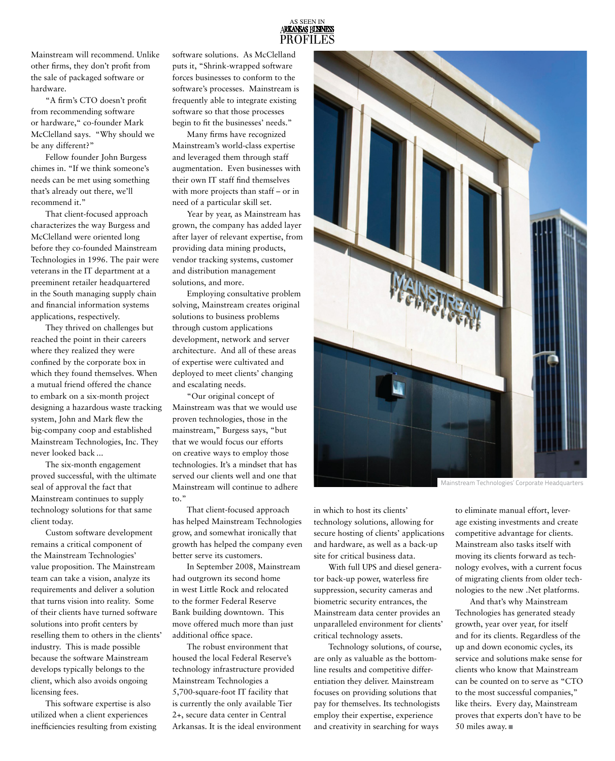Mainstream will recommend. Unlike other firms, they don't profit from the sale of packaged software or hardware.

"A firm's CTO doesn't profit from recommending software or hardware," co-founder Mark McClelland says. "Why should we be any different?"

Fellow founder John Burgess chimes in. "If we think someone's needs can be met using something that's already out there, we'll recommend it."

That client-focused approach characterizes the way Burgess and McClelland were oriented long before they co-founded Mainstream Technologies in 1996. The pair were veterans in the IT department at a preeminent retailer headquartered in the South managing supply chain and financial information systems applications, respectively.

They thrived on challenges but reached the point in their careers where they realized they were confined by the corporate box in which they found themselves. When a mutual friend offered the chance to embark on a six-month project designing a hazardous waste tracking system, John and Mark flew the big-company coop and established Mainstream Technologies, Inc. They never looked back ...

The six-month engagement proved successful, with the ultimate seal of approval the fact that Mainstream continues to supply technology solutions for that same client today.

Custom software development remains a critical component of the Mainstream Technologies' value proposition. The Mainstream team can take a vision, analyze its requirements and deliver a solution that turns vision into reality. Some of their clients have turned software solutions into profit centers by reselling them to others in the clients' industry. This is made possible because the software Mainstream develops typically belongs to the client, which also avoids ongoing licensing fees.

This software expertise is also utilized when a client experiences inefficiencies resulting from existing software solutions. As McClelland puts it, "Shrink-wrapped software forces businesses to conform to the software's processes. Mainstream is frequently able to integrate existing software so that those processes begin to fit the businesses' needs."

Many firms have recognized Mainstream's world-class expertise and leveraged them through staff augmentation. Even businesses with their own IT staff find themselves with more projects than staff – or in need of a particular skill set.

Year by year, as Mainstream has grown, the company has added layer after layer of relevant expertise, from providing data mining products, vendor tracking systems, customer and distribution management solutions, and more.

Employing consultative problem solving, Mainstream creates original solutions to business problems through custom applications development, network and server architecture. And all of these areas of expertise were cultivated and deployed to meet clients' changing and escalating needs.

"Our original concept of Mainstream was that we would use proven technologies, those in the mainstream," Burgess says, "but that we would focus our efforts on creative ways to employ those technologies. It's a mindset that has served our clients well and one that Mainstream will continue to adhere to."

That client-focused approach has helped Mainstream Technologies grow, and somewhat ironically that growth has helped the company even better serve its customers.

In September 2008, Mainstream had outgrown its second home in west Little Rock and relocated to the former Federal Reserve Bank building downtown. This move offered much more than just additional office space.

The robust environment that housed the local Federal Reserve's technology infrastructure provided Mainstream Technologies a 5,700-square-foot IT facility that is currently the only available Tier 2+, secure data center in Central Arkansas. It is the ideal environment in which to host its clients' technology solutions, allowing for secure hosting of clients' applications and hardware, as well as a back-up site for critical business data.

Mainstream Technologies' Corporate Headquarters

With full UPS and diesel generator back-up power, waterless fire suppression, security cameras and biometric security entrances, the Mainstream data center provides an unparalleled environment for clients' critical technology assets.

Technology solutions, of course, are only as valuable as the bottom-line results and competitive differentiation they deliver. Mainstream focuses on providing solutions that pay for themselves. Its technologists employ their expertise, experience and creativity in searching for ways to eliminate manual effort, leverage existing investments and create competitive advantage for clients. Mainstream also tasks itself with moving its clients forward as technology evolves, with a current focus of migrating clients from older technologies to the new .Net platforms.

And that's why Mainstream Technologies has generated steady growth, year over year, for itself and for its clients. Regardless of the up and down economic cycles, its service and solutions make sense for clients who know that Mainstream can be counted on to serve as "CTO to the most successful companies," like theirs. Every day, Mainstream proves that experts don't have to be 50 miles away. ■